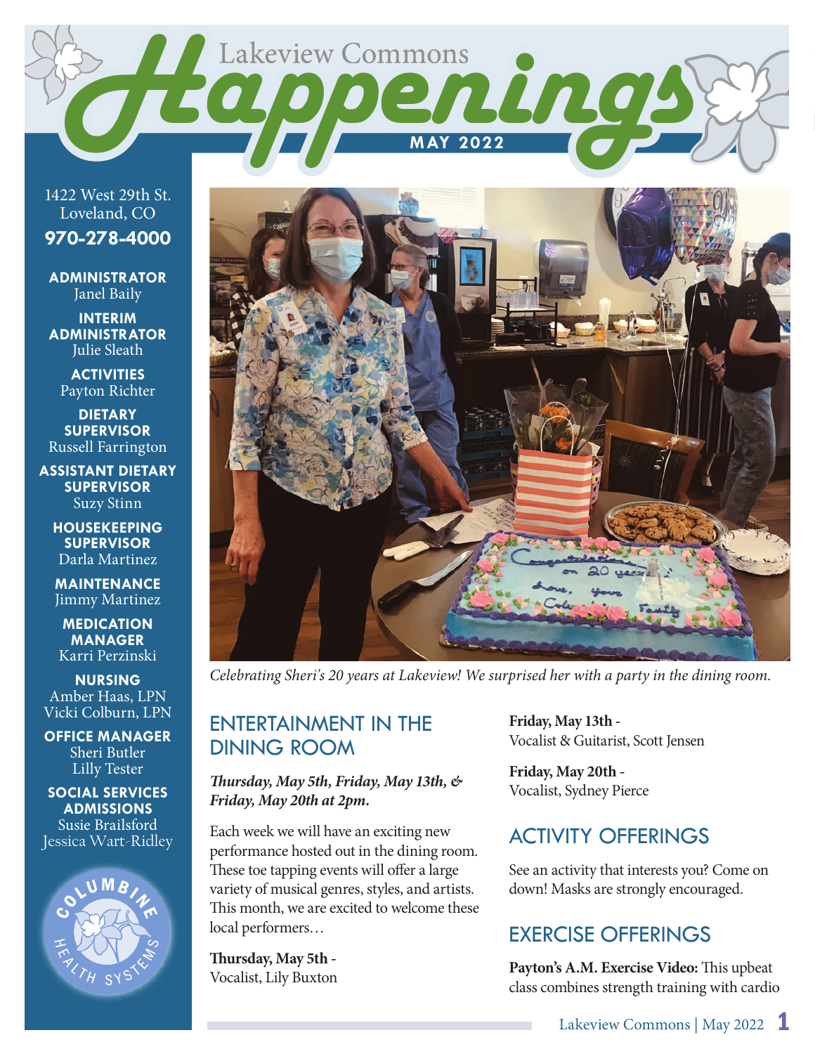# Lakeview Commons Happenings

**MAY 2022**

1422 West 29th St.
Loveland, CO
**970-278-4000**

**ADMINISTRATOR**
Janel Baily

**INTERIM ADMINISTRATOR**
Julie Sleath

**ACTIVITIES**
Payton Richter

**DIETARY SUPERVISOR**
Russell Farrington

**ASSISTANT DIETARY SUPERVISOR**
Suzy Stinn

**HOUSEKEEPING SUPERVISOR**
Darla Martinez

**MAINTENANCE**
Jimmy Martinez

**MEDICATION MANAGER**
Karri Perzinski

**NURSING**
Amber Haas, LPN
Vicki Colburn, LPN

**OFFICE MANAGER**
Sheri Butler
Lilly Tester

**SOCIAL SERVICES ADMISSIONS**
Susie Brailsford
Jessica Wart-Ridley

Columbine Health Systems

*Celebrating Sheri's 20 years at Lakeview! We surprised her with a party in the dining room.*

## ENTERTAINMENT IN THE DINING ROOM

***Thursday, May 5th, Friday, May 13th, & Friday, May 20th at 2pm.***

Each week we will have an exciting new performance hosted out in the dining room. These toe tapping events will offer a large variety of musical genres, styles, and artists. This month, we are excited to welcome these local performers…

**Thursday, May 5th** -
Vocalist, Lily Buxton

**Friday, May 13th** -
Vocalist & Guitarist, Scott Jensen

**Friday, May 20th** -
Vocalist, Sydney Pierce

## ACTIVITY OFFERINGS

See an activity that interests you? Come on down! Masks are strongly encouraged.

## EXERCISE OFFERINGS

**Payton's A.M. Exercise Video:** This upbeat class combines strength training with cardio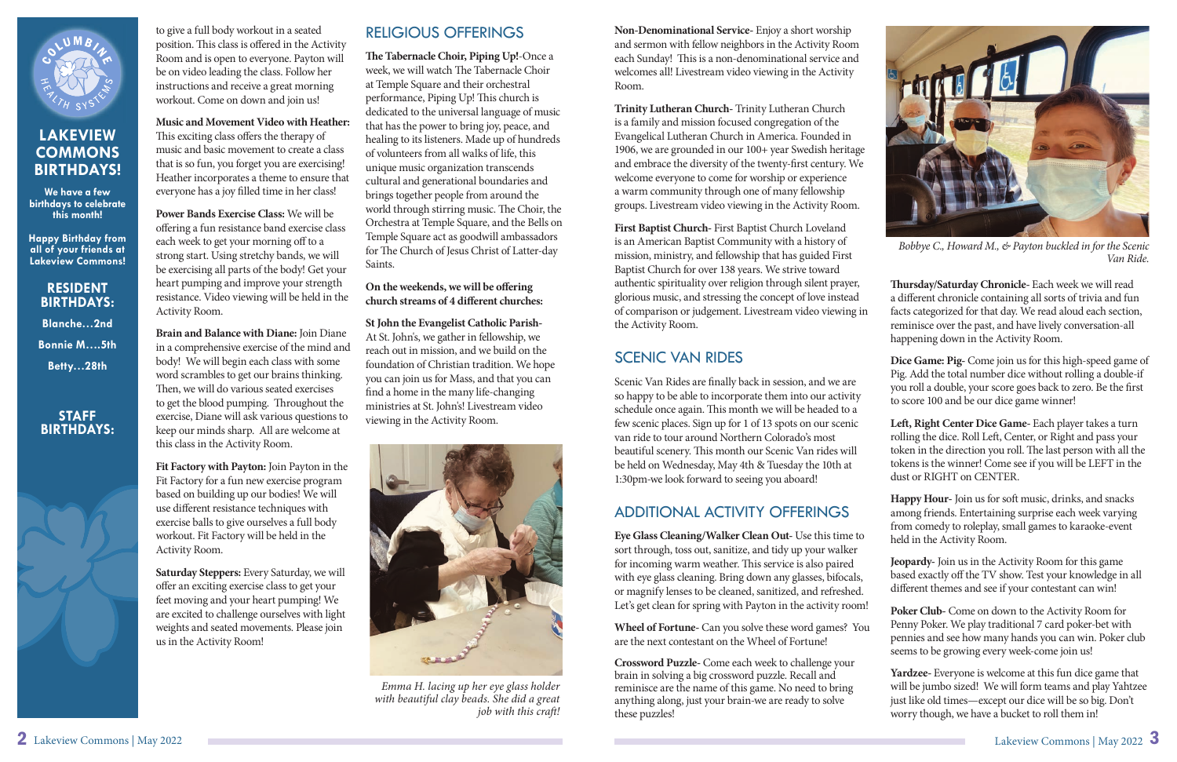# LAKEVIEW COMMONS BIRTHDAYS!

We have a few birthdays to celebrate this month!

Happy Birthday from all of your friends at Lakeview Commons!

## RESIDENT BIRTHDAYS:

Blanche…2nd

Bonnie M….5th

Betty…28th

## STAFF BIRTHDAYS:

to give a full body workout in a seated position. This class is offered in the Activity Room and is open to everyone. Payton will be on video leading the class. Follow her instructions and receive a great morning workout. Come on down and join us!

**Music and Movement Video with Heather:** This exciting class offers the therapy of music and basic movement to create a class that is so fun, you forget you are exercising! Heather incorporates a theme to ensure that everyone has a joy filled time in her class!

**Power Bands Exercise Class:** We will be offering a fun resistance band exercise class each week to get your morning off to a strong start. Using stretchy bands, we will be exercising all parts of the body! Get your heart pumping and improve your strength resistance. Video viewing will be held in the Activity Room.

**Brain and Balance with Diane:** Join Diane in a comprehensive exercise of the mind and body! We will begin each class with some word scrambles to get our brains thinking. Then, we will do various seated exercises to get the blood pumping. Throughout the exercise, Diane will ask various questions to keep our minds sharp. All are welcome at this class in the Activity Room.

**Fit Factory with Payton:** Join Payton in the Fit Factory for a fun new exercise program based on building up our bodies! We will use different resistance techniques with exercise balls to give ourselves a full body workout. Fit Factory will be held in the Activity Room.

**Saturday Steppers:** Every Saturday, we will offer an exciting exercise class to get your feet moving and your heart pumping! We are excited to challenge ourselves with light weights and seated movements. Please join us in the Activity Room!

## RELIGIOUS OFFERINGS

**The Tabernacle Choir, Piping Up!**-Once a week, we will watch The Tabernacle Choir at Temple Square and their orchestral performance, Piping Up! This church is dedicated to the universal language of music that has the power to bring joy, peace, and healing to its listeners. Made up of hundreds of volunteers from all walks of life, this unique music organization transcends cultural and generational boundaries and brings together people from around the world through stirring music. The Choir, the Orchestra at Temple Square, and the Bells on Temple Square act as goodwill ambassadors for The Church of Jesus Christ of Latter-day Saints.

**On the weekends, we will be offering church streams of 4 different churches:**

**St John the Evangelist Catholic Parish**- At St. John's, we gather in fellowship, we reach out in mission, and we build on the foundation of Christian tradition. We hope you can join us for Mass, and that you can find a home in the many life-changing ministries at St. John's! Livestream video viewing in the Activity Room.

*Emma H. lacing up her eye glass holder with beautiful clay beads. She did a great job with this craft!*

**Non-Denominational Service**- Enjoy a short worship and sermon with fellow neighbors in the Activity Room each Sunday! This is a non-denominational service and welcomes all! Livestream video viewing in the Activity Room.

**Trinity Lutheran Church**- Trinity Lutheran Church is a family and mission focused congregation of the Evangelical Lutheran Church in America. Founded in 1906, we are grounded in our 100+ year Swedish heritage and embrace the diversity of the twenty-first century. We welcome everyone to come for worship or experience a warm community through one of many fellowship groups. Livestream video viewing in the Activity Room.

**First Baptist Church**- First Baptist Church Loveland is an American Baptist Community with a history of mission, ministry, and fellowship that has guided First Baptist Church for over 138 years. We strive toward authentic spirituality over religion through silent prayer, glorious music, and stressing the concept of love instead of comparison or judgement. Livestream video viewing in the Activity Room.

## SCENIC VAN RIDES

Scenic Van Rides are finally back in session, and we are so happy to be able to incorporate them into our activity schedule once again. This month we will be headed to a few scenic places. Sign up for 1 of 13 spots on our scenic van ride to tour around Northern Colorado's most beautiful scenery. This month our Scenic Van rides will be held on Wednesday, May 4th & Tuesday the 10th at 1:30pm-we look forward to seeing you aboard!

## ADDITIONAL ACTIVITY OFFERINGS

**Eye Glass Cleaning/Walker Clean Out**- Use this time to sort through, toss out, sanitize, and tidy up your walker for incoming warm weather. This service is also paired with eye glass cleaning. Bring down any glasses, bifocals, or magnify lenses to be cleaned, sanitized, and refreshed. Let's get clean for spring with Payton in the activity room!

**Wheel of Fortune**- Can you solve these word games? You are the next contestant on the Wheel of Fortune!

**Crossword Puzzle**- Come each week to challenge your brain in solving a big crossword puzzle. Recall and reminisce are the name of this game. No need to bring anything along, just your brain-we are ready to solve these puzzles!

*Bobbye C., Howard M., & Payton buckled in for the Scenic Van Ride.*

**Thursday/Saturday Chronicle**- Each week we will read a different chronicle containing all sorts of trivia and fun facts categorized for that day. We read aloud each section, reminisce over the past, and have lively conversation-all happening down in the Activity Room.

**Dice Game: Pig**- Come join us for this high-speed game of Pig. Add the total number dice without rolling a double-if you roll a double, your score goes back to zero. Be the first to score 100 and be our dice game winner!

**Left, Right Center Dice Game**- Each player takes a turn rolling the dice. Roll Left, Center, or Right and pass your token in the direction you roll. The last person with all the tokens is the winner! Come see if you will be LEFT in the dust or RIGHT on CENTER.

**Happy Hour**- Join us for soft music, drinks, and snacks among friends. Entertaining surprise each week varying from comedy to roleplay, small games to karaoke-event held in the Activity Room.

**Jeopardy**- Join us in the Activity Room for this game based exactly off the TV show. Test your knowledge in all different themes and see if your contestant can win!

**Poker Club**- Come on down to the Activity Room for Penny Poker. We play traditional 7 card poker-bet with pennies and see how many hands you can win. Poker club seems to be growing every week-come join us!

**Yardzee**- Everyone is welcome at this fun dice game that will be jumbo sized! We will form teams and play Yahtzee just like old times—except our dice will be so big. Don't worry though, we have a bucket to roll them in!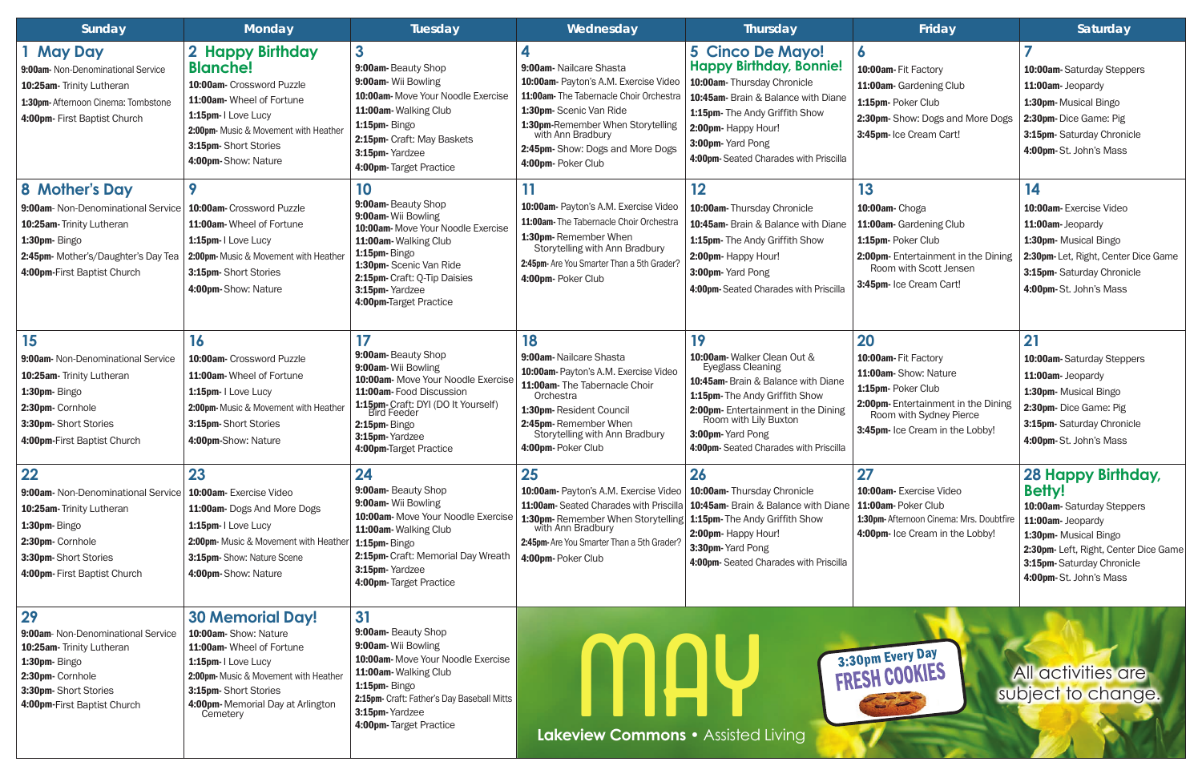| Sunday | Monday | Tuesday | Wednesday | Thursday | Friday | Saturday |
|---|---|---|---|---|---|---|
| **1 May Day**<br>**9:00am**- Non-Denominational Service<br>**10:25am**- Trinity Lutheran<br>**1:30pm**- Afternoon Cinema: Tombstone<br>**4:00pm**- First Baptist Church | **2 Happy Birthday Blanche!**<br>**10:00am**- Crossword Puzzle<br>**11:00am**- Wheel of Fortune<br>**1:15pm**- I Love Lucy<br>**2:00pm**- Music & Movement with Heather<br>**3:15pm**- Short Stories<br>**4:00pm**- Show: Nature | **3**<br>**9:00am**- Beauty Shop<br>**9:00am**- Wii Bowling<br>**10:00am**- Move Your Noodle Exercise<br>**11:00am**- Walking Club<br>**1:15pm**- Bingo<br>**2:15pm**- Craft: May Baskets<br>**3:15pm**- Yardzee<br>**4:00pm**- Target Practice | **4**<br>**9:00am**- Nailcare Shasta<br>**10:00am**- Payton's A.M. Exercise Video<br>**11:00am**- The Tabernacle Choir Orchestra<br>**1:30pm**- Scenic Van Ride<br>**1:30pm**-Remember When Storytelling with Ann Bradbury<br>**2:45pm**- Show: Dogs and More Dogs<br>**4:00pm**- Poker Club | **5 Cinco De Mayo! Happy Birthday, Bonnie!**<br>**10:00am**- Thursday Chronicle<br>**10:45am**- Brain & Balance with Diane<br>**1:15pm**- The Andy Griffith Show<br>**2:00pm**- Happy Hour!<br>**3:00pm**- Yard Pong<br>**4:00pm**- Seated Charades with Priscilla | **6**<br>**10:00am**- Fit Factory<br>**11:00am**- Gardening Club<br>**1:15pm**- Poker Club<br>**2:30pm**- Show: Dogs and More Dogs<br>**3:45pm**- Ice Cream Cart! | **7**<br>**10:00am**- Saturday Steppers<br>**11:00am**- Jeopardy<br>**1:30pm**- Musical Bingo<br>**2:30pm**- Dice Game: Pig<br>**3:15pm**- Saturday Chronicle<br>**4:00pm**- St. John's Mass |
| **8 Mother's Day**<br>**9:00am**- Non-Denominational Service<br>**10:25am**- Trinity Lutheran<br>**1:30pm**- Bingo<br>**2:45pm**- Mother's/Daughter's Day Tea<br>**4:00pm**-First Baptist Church | **9**<br>**10:00am**- Crossword Puzzle<br>**11:00am**- Wheel of Fortune<br>**1:15pm**- I Love Lucy<br>**2:00pm**- Music & Movement with Heather<br>**3:15pm**- Short Stories<br>**4:00pm**- Show: Nature | **10**<br>**9:00am**- Beauty Shop<br>**9:00am**- Wii Bowling<br>**10:00am**- Move Your Noodle Exercise<br>**11:00am**- Walking Club<br>**1:15pm**- Bingo<br>**1:30pm**- Scenic Van Ride<br>**2:15pm**- Craft: Q-Tip Daisies<br>**3:15pm**- Yardzee<br>**4:00pm**-Target Practice | **11**<br>**10:00am**- Payton's A.M. Exercise Video<br>**11:00am**- The Tabernacle Choir Orchestra<br>**1:30pm**- Remember When Storytelling with Ann Bradbury<br>**2:45pm**- Are You Smarter Than a 5th Grader?<br>**4:00pm**- Poker Club | **12**<br>**10:00am**- Thursday Chronicle<br>**10:45am**- Brain & Balance with Diane<br>**1:15pm**- The Andy Griffith Show<br>**2:00pm**- Happy Hour!<br>**3:00pm**- Yard Pong<br>**4:00pm**- Seated Charades with Priscilla | **13**<br>**10:00am**- Choga<br>**11:00am**- Gardening Club<br>**1:15pm**- Poker Club<br>**2:00pm**- Entertainment in the Dining Room with Scott Jensen<br>**3:45pm**- Ice Cream Cart! | **14**<br>**10:00am**- Exercise Video<br>**11:00am**- Jeopardy<br>**1:30pm**- Musical Bingo<br>**2:30pm**-Let, Right, Center Dice Game<br>**3:15pm**- Saturday Chronicle<br>**4:00pm**- St. John's Mass |
| **15**<br>**9:00am**- Non-Denominational Service<br>**10:25am**- Trinity Lutheran<br>**1:30pm**- Bingo<br>**2:30pm**- Cornhole<br>**3:30pm**- Short Stories<br>**4:00pm**-First Baptist Church | **16**<br>**10:00am**- Crossword Puzzle<br>**11:00am**- Wheel of Fortune<br>**1:15pm**- I Love Lucy<br>**2:00pm**- Music & Movement with Heather<br>**3:15pm**- Short Stories<br>**4:00pm**-Show: Nature | **17**<br>**9:00am**- Beauty Shop<br>**9:00am**- Wii Bowling<br>**10:00am**- Move Your Noodle Exercise<br>**11:00am**- Food Discussion<br>**1:15pm**- Craft: DYI (DO It Yourself) Bird Feeder<br>**2:15pm**- Bingo<br>**3:15pm**- Yardzee<br>**4:00pm**-Target Practice | **18**<br>**9:00am**- Nailcare Shasta<br>**10:00am**- Payton's A.M. Exercise Video<br>**11:00am**- The Tabernacle Choir Orchestra<br>**1:30pm**- Resident Council<br>**2:45pm**- Remember When Storytelling with Ann Bradbury<br>**4:00pm**- Poker Club | **19**<br>**10:00am**- Walker Clean Out & Eyeglass Cleaning<br>**10:45am**- Brain & Balance with Diane<br>**1:15pm**- The Andy Griffith Show<br>**2:00pm**- Entertainment in the Dining Room with Lily Buxton<br>**3:00pm**- Yard Pong<br>**4:00pm**- Seated Charades with Priscilla | **20**<br>**10:00am**- Fit Factory<br>**11:00am**- Show: Nature<br>**1:15pm**- Poker Club<br>**2:00pm**- Entertainment in the Dining Room with Sydney Pierce<br>**3:45pm**- Ice Cream in the Lobby! | **21**<br>**10:00am**- Saturday Steppers<br>**11:00am**- Jeopardy<br>**1:30pm**- Musical Bingo<br>**2:30pm**- Dice Game: Pig<br>**3:15pm**- Saturday Chronicle<br>**4:00pm**- St. John's Mass |
| **22**<br>**9:00am**- Non-Denominational Service<br>**10:25am**- Trinity Lutheran<br>**1:30pm**- Bingo<br>**2:30pm**- Cornhole<br>**3:30pm**- Short Stories<br>**4:00pm**- First Baptist Church | **23**<br>**10:00am**- Exercise Video<br>**11:00am**- Dogs And More Dogs<br>**1:15pm**- I Love Lucy<br>**2:00pm**- Music & Movement with Heather<br>**3:15pm**- Show: Nature Scene<br>**4:00pm**- Show: Nature | **24**<br>**9:00am**- Beauty Shop<br>**9:00am**- Wii Bowling<br>**10:00am**- Move Your Noodle Exercise<br>**11:00am**- Walking Club<br>**1:15pm**- Bingo<br>**2:15pm**- Craft: Memorial Day Wreath<br>**3:15pm**- Yardzee<br>**4:00pm**- Target Practice | **25**<br>**10:00am**- Payton's A.M. Exercise Video<br>**11:00am**- Seated Charades with Priscilla<br>**1:30pm**- Remember When Storytelling with Ann Bradbury<br>**2:45pm**- Are You Smarter Than a 5th Grader?<br>**4:00pm**- Poker Club | **26**<br>**10:00am**- Thursday Chronicle<br>**10:45am**- Brain & Balance with Diane<br>**1:15pm**- The Andy Griffith Show<br>**2:00pm**- Happy Hour!<br>**3:30pm**- Yard Pong<br>**4:00pm**- Seated Charades with Priscilla | **27**<br>**10:00am**- Exercise Video<br>**11:00am**- Poker Club<br>**1:30pm**- Afternoon Cinema: Mrs. Doubtfire<br>**4:00pm**- Ice Cream in the Lobby! | **28 Happy Birthday, Betty!**<br>**10:00am**- Saturday Steppers<br>**11:00am**- Jeopardy<br>**1:30pm**- Musical Bingo<br>**2:30pm**- Left, Right, Center Dice Game<br>**3:15pm**- Saturday Chronicle<br>**4:00pm**- St. John's Mass |
| **29**<br>**9:00am**- Non-Denominational Service<br>**10:25am**- Trinity Lutheran<br>**1:30pm**- Bingo<br>**2:30pm**- Cornhole<br>**3:30pm**- Short Stories<br>**4:00pm**-First Baptist Church | **30 Memorial Day!**<br>**10:00am**- Show: Nature<br>**11:00am**- Wheel of Fortune<br>**1:15pm**- I Love Lucy<br>**2:00pm**- Music & Movement with Heather<br>**3:15pm**- Short Stories<br>**4:00pm**- Memorial Day at Arlington Cemetery | **31**<br>**9:00am**- Beauty Shop<br>**9:00am**- Wii Bowling<br>**10:00am**- Move Your Noodle Exercise<br>**11:00am**- Walking Club<br>**1:15pm**- Bingo<br>**2:15pm**- Craft: Father's Day Baseball Mitts<br>**3:15pm**- Yardzee<br>**4:00pm**- Target Practice | | | | |

# MAY

**Lakeview Commons** • Assisted Living

3:30pm Every Day FRESH COOKIES

All activities are subject to change.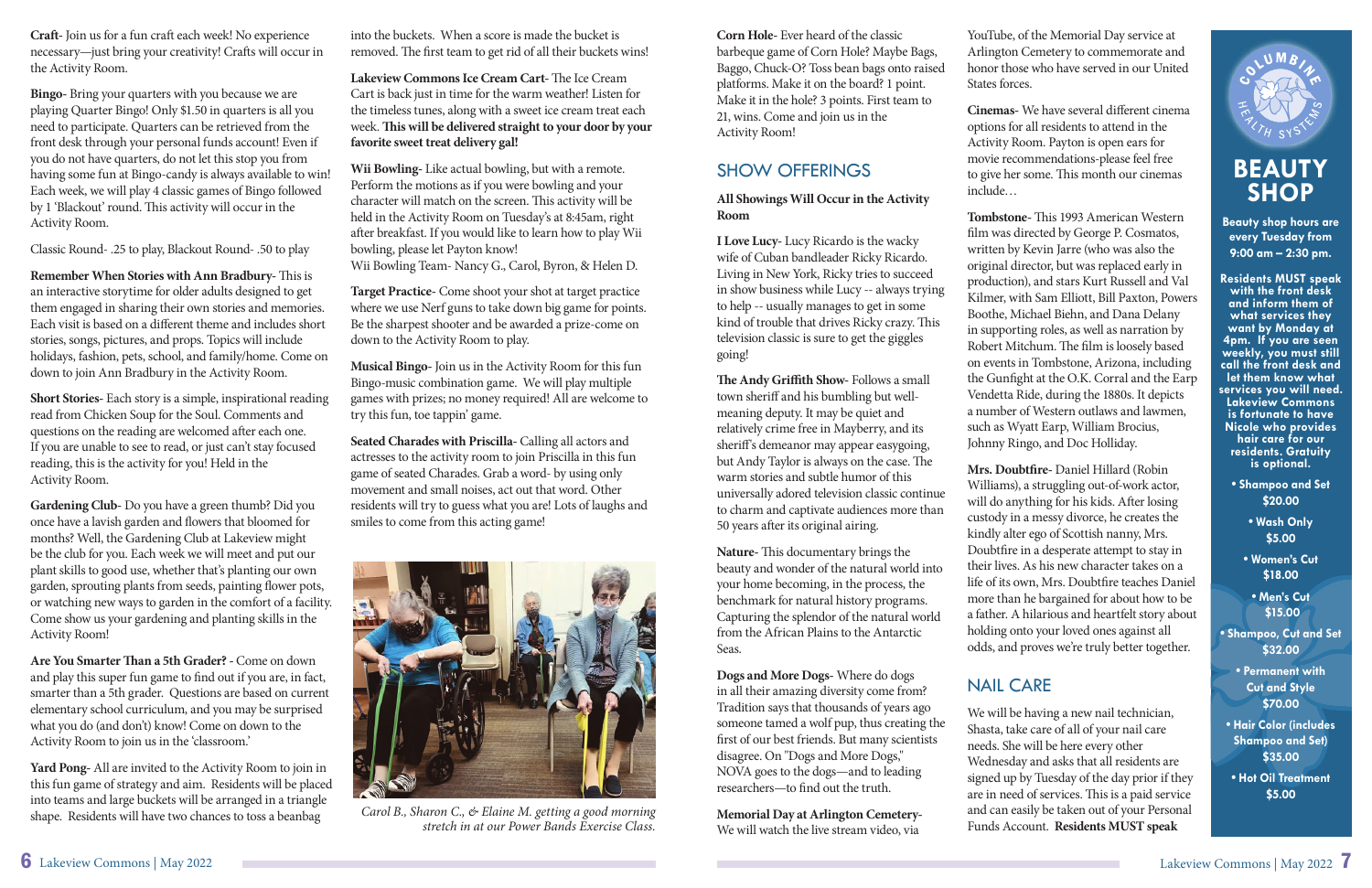**Craft**- Join us for a fun craft each week! No experience necessary—just bring your creativity! Crafts will occur in the Activity Room.

**Bingo**- Bring your quarters with you because we are playing Quarter Bingo! Only $1.50 in quarters is all you need to participate. Quarters can be retrieved from the front desk through your personal funds account! Even if you do not have quarters, do not let this stop you from having some fun at Bingo-candy is always available to win! Each week, we will play 4 classic games of Bingo followed by 1 'Blackout' round. This activity will occur in the Activity Room.

Classic Round- .25 to play, Blackout Round- .50 to play

**Remember When Stories with Ann Bradbury**- This is an interactive storytime for older adults designed to get them engaged in sharing their own stories and memories. Each visit is based on a different theme and includes short stories, songs, pictures, and props. Topics will include holidays, fashion, pets, school, and family/home. Come on down to join Ann Bradbury in the Activity Room.

**Short Stories**- Each story is a simple, inspirational reading read from Chicken Soup for the Soul. Comments and questions on the reading are welcomed after each one. If you are unable to see to read, or just can't stay focused reading, this is the activity for you! Held in the Activity Room.

**Gardening Club**- Do you have a green thumb? Did you once have a lavish garden and flowers that bloomed for months? Well, the Gardening Club at Lakeview might be the club for you. Each week we will meet and put our plant skills to good use, whether that's planting our own garden, sprouting plants from seeds, painting flower pots, or watching new ways to garden in the comfort of a facility. Come show us your gardening and planting skills in the Activity Room!

**Are You Smarter Than a 5th Grader?** - Come on down and play this super fun game to find out if you are, in fact, smarter than a 5th grader. Questions are based on current elementary school curriculum, and you may be surprised what you do (and don't) know! Come on down to the Activity Room to join us in the 'classroom.'

**Yard Pong**- All are invited to the Activity Room to join in this fun game of strategy and aim. Residents will be placed into teams and large buckets will be arranged in a triangle shape. Residents will have two chances to toss a beanbag into the buckets. When a score is made the bucket is removed. The first team to get rid of all their buckets wins!

**Lakeview Commons Ice Cream Cart**- The Ice Cream Cart is back just in time for the warm weather! Listen for the timeless tunes, along with a sweet ice cream treat each week. **This will be delivered straight to your door by your favorite sweet treat delivery gal!**

**Wii Bowling**- Like actual bowling, but with a remote. Perform the motions as if you were bowling and your character will match on the screen. This activity will be held in the Activity Room on Tuesday's at 8:45am, right after breakfast. If you would like to learn how to play Wii bowling, please let Payton know!
Wii Bowling Team- Nancy G., Carol, Byron, & Helen D.

**Target Practice**- Come shoot your shot at target practice where we use Nerf guns to take down big game for points. Be the sharpest shooter and be awarded a prize-come on down to the Activity Room to play.

**Musical Bingo**- Join us in the Activity Room for this fun Bingo-music combination game. We will play multiple games with prizes; no money required! All are welcome to try this fun, toe tappin' game.

**Seated Charades with Priscilla**- Calling all actors and actresses to the activity room to join Priscilla in this fun game of seated Charades. Grab a word- by using only movement and small noises, act out that word. Other residents will try to guess what you are! Lots of laughs and smiles to come from this acting game!

*Carol B., Sharon C., & Elaine M. getting a good morning stretch in at our Power Bands Exercise Class.*

**Corn Hole**- Ever heard of the classic barbeque game of Corn Hole? Maybe Bags, Baggo, Chuck-O? Toss bean bags onto raised platforms. Make it on the board? 1 point. Make it in the hole? 3 points. First team to 21, wins. Come and join us in the Activity Room!

## SHOW OFFERINGS

**All Showings Will Occur in the Activity Room**

**I Love Lucy**- Lucy Ricardo is the wacky wife of Cuban bandleader Ricky Ricardo. Living in New York, Ricky tries to succeed in show business while Lucy -- always trying to help -- usually manages to get in some kind of trouble that drives Ricky crazy. This television classic is sure to get the giggles going!

**The Andy Griffith Show**- Follows a small town sheriff and his bumbling but well-meaning deputy. It may be quiet and relatively crime free in Mayberry, and its sheriff's demeanor may appear easygoing, but Andy Taylor is always on the case. The warm stories and subtle humor of this universally adored television classic continue to charm and captivate audiences more than 50 years after its original airing.

**Nature**- This documentary brings the beauty and wonder of the natural world into your home becoming, in the process, the benchmark for natural history programs. Capturing the splendor of the natural world from the African Plains to the Antarctic Seas.

**Dogs and More Dogs**- Where do dogs in all their amazing diversity come from? Tradition says that thousands of years ago someone tamed a wolf pup, thus creating the first of our best friends. But many scientists disagree. On "Dogs and More Dogs," NOVA goes to the dogs—and to leading researchers—to find out the truth.

**Memorial Day at Arlington Cemetery**- We will watch the live stream video, via YouTube, of the Memorial Day service at Arlington Cemetery to commemorate and honor those who have served in our United States forces.

**Cinemas**- We have several different cinema options for all residents to attend in the Activity Room. Payton is open ears for movie recommendations-please feel free to give her some. This month our cinemas include…

**Tombstone**- This 1993 American Western film was directed by George P. Cosmatos, written by Kevin Jarre (who was also the original director, but was replaced early in production), and stars Kurt Russell and Val Kilmer, with Sam Elliott, Bill Paxton, Powers Boothe, Michael Biehn, and Dana Delany in supporting roles, as well as narration by Robert Mitchum. The film is loosely based on events in Tombstone, Arizona, including the Gunfight at the O.K. Corral and the Earp Vendetta Ride, during the 1880s. It depicts a number of Western outlaws and lawmen, such as Wyatt Earp, William Brocius, Johnny Ringo, and Doc Holliday.

**Mrs. Doubtfire**- Daniel Hillard (Robin Williams), a struggling out-of-work actor, will do anything for his kids. After losing custody in a messy divorce, he creates the kindly alter ego of Scottish nanny, Mrs. Doubtfire in a desperate attempt to stay in their lives. As his new character takes on a life of its own, Mrs. Doubtfire teaches Daniel more than he bargained for about how to be a father. A hilarious and heartfelt story about holding onto your loved ones against all odds, and proves we're truly better together.

## NAIL CARE

We will be having a new nail technician, Shasta, take care of all of your nail care needs. She will be here every other Wednesday and asks that all residents are signed up by Tuesday of the day prior if they are in need of services. This is a paid service and can easily be taken out of your Personal Funds Account. **Residents MUST speak**

COLUMBINE HEALTH SYSTEMS

## BEAUTY SHOP

**Beauty shop hours are every Tuesday from 9:00 am – 2:30 pm.**

**Residents MUST speak with the front desk and inform them of what services they want by Monday at 4pm. If you are seen weekly, you must still call the front desk and let them know what services you will need. Lakeview Commons is fortunate to have Nicole who provides hair care for our residents. Gratuity is optional.**

- **Shampoo and Set $20.00**
- **Wash Only $5.00**
- **Women's Cut $18.00**
- **Men's Cut $15.00**
- **Shampoo, Cut and Set $32.00**
- **Permanent with Cut and Style $70.00**
- **Hair Color (includes Shampoo and Set) $35.00**
- **Hot Oil Treatment $5.00**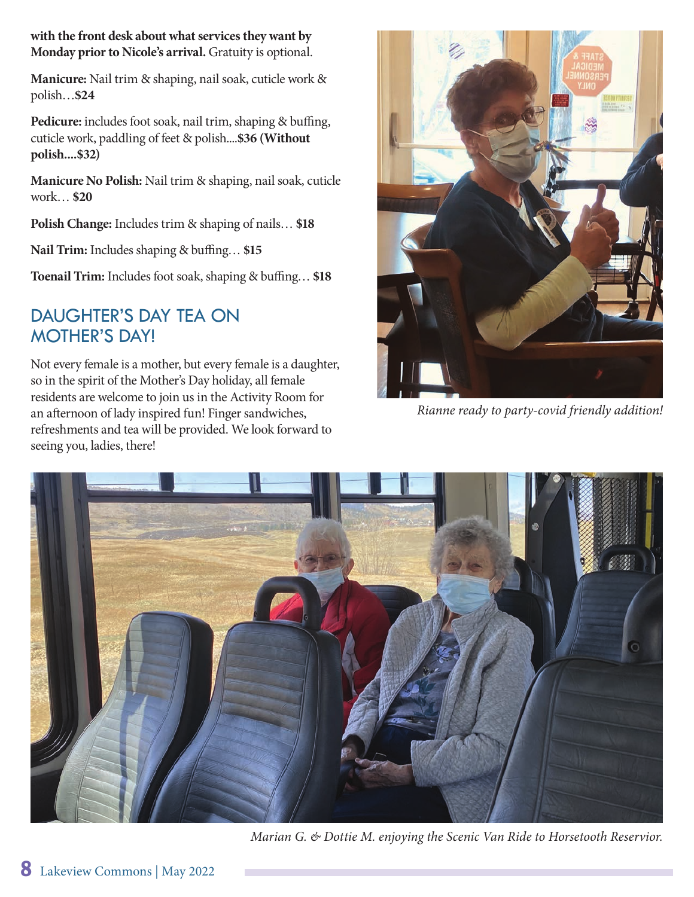**with the front desk about what services they want by Monday prior to Nicole's arrival.** Gratuity is optional.

**Manicure:** Nail trim & shaping, nail soak, cuticle work & polish…**$24**

**Pedicure:** includes foot soak, nail trim, shaping & buffing, cuticle work, paddling of feet & polish....**$36 (Without polish....$32)**

**Manicure No Polish:** Nail trim & shaping, nail soak, cuticle work… **$20**

**Polish Change:** Includes trim & shaping of nails… **$18**

**Nail Trim:** Includes shaping & buffing… **$15**

**Toenail Trim:** Includes foot soak, shaping & buffing… **$18**

## DAUGHTER'S DAY TEA ON MOTHER'S DAY!

Not every female is a mother, but every female is a daughter, so in the spirit of the Mother's Day holiday, all female residents are welcome to join us in the Activity Room for an afternoon of lady inspired fun! Finger sandwiches, refreshments and tea will be provided. We look forward to seeing you, ladies, there!

*Rianne ready to party-covid friendly addition!*

*Marian G. & Dottie M. enjoying the Scenic Van Ride to Horsetooth Reservior.*